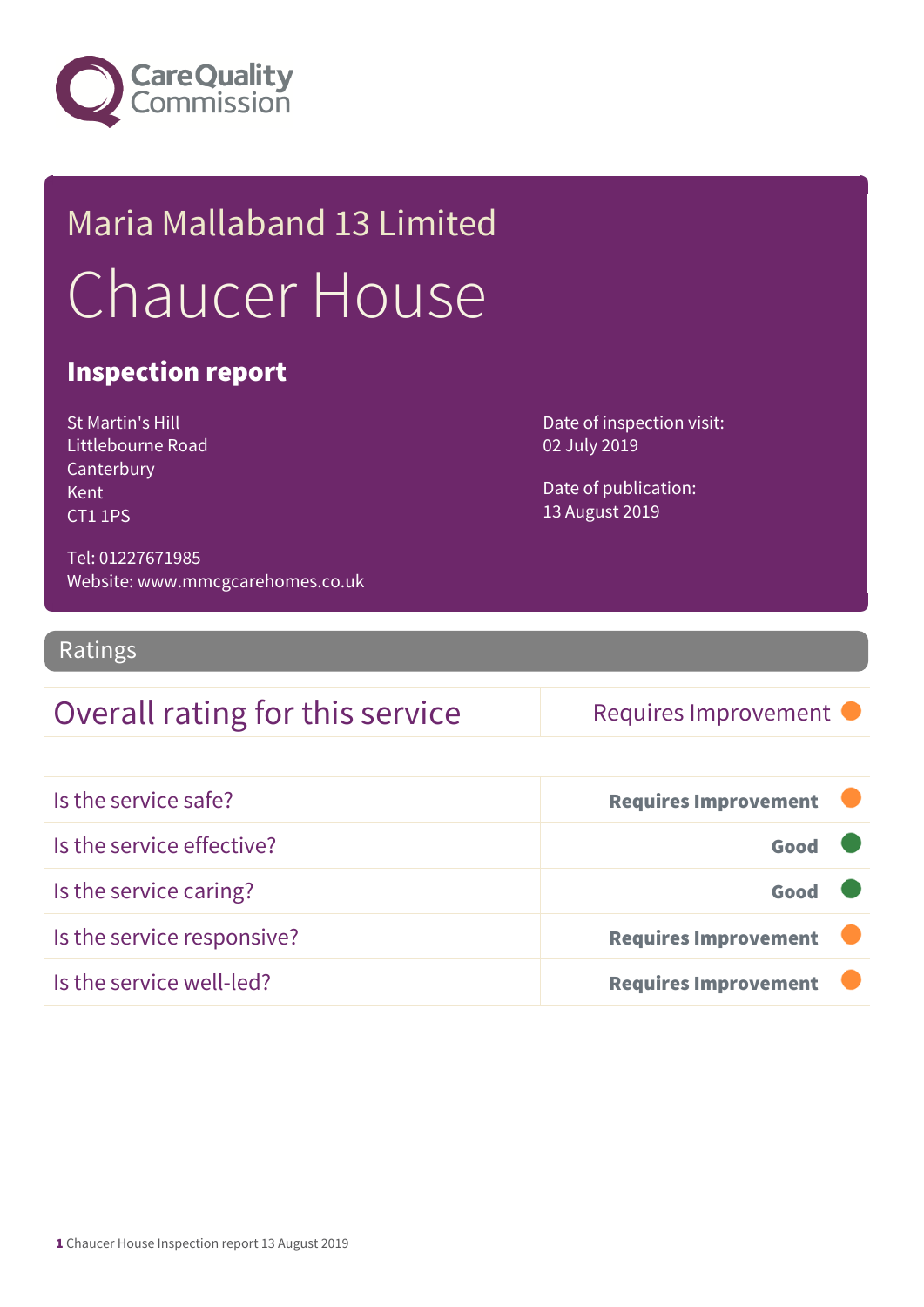Care Quality Commission

# Maria Mallaband 13 Limited

# Chaucer House

## Inspection report

St Martin's Hill
Littlebourne Road
Canterbury
Kent
CT1 1PS

Tel: 01227671985
Website: www.mmcgcarehomes.co.uk

Date of inspection visit:
02 July 2019

Date of publication:
13 August 2019

## Ratings

| Overall rating for this service | Requires Improvement |
|---|---|

| | |
|---|---|
| Is the service safe? | Requires Improvement |
| Is the service effective? | Good |
| Is the service caring? | Good |
| Is the service responsive? | Requires Improvement |
| Is the service well-led? | Requires Improvement |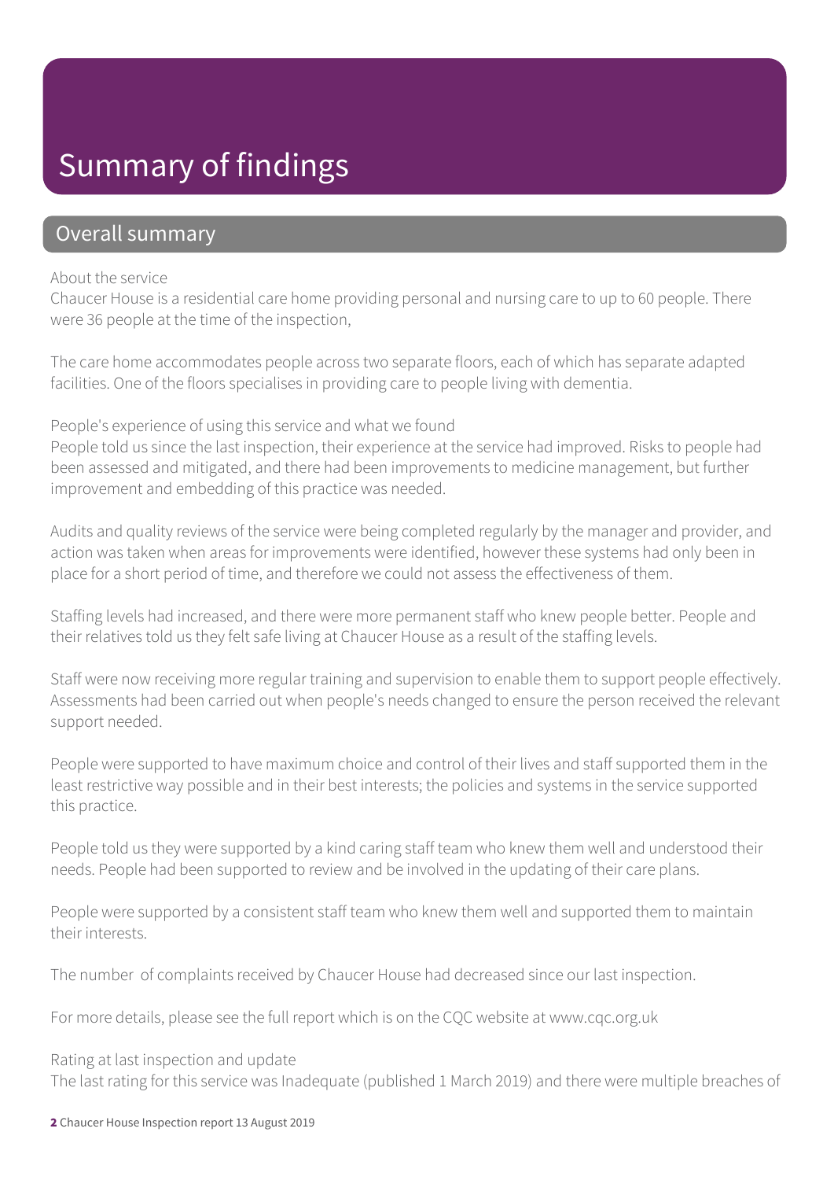# Summary of findings

## Overall summary

About the service

Chaucer House is a residential care home providing personal and nursing care to up to 60 people. There were 36 people at the time of the inspection,

The care home accommodates people across two separate floors, each of which has separate adapted facilities. One of the floors specialises in providing care to people living with dementia.

People's experience of using this service and what we found

People told us since the last inspection, their experience at the service had improved. Risks to people had been assessed and mitigated, and there had been improvements to medicine management, but further improvement and embedding of this practice was needed.

Audits and quality reviews of the service were being completed regularly by the manager and provider, and action was taken when areas for improvements were identified, however these systems had only been in place for a short period of time, and therefore we could not assess the effectiveness of them.

Staffing levels had increased, and there were more permanent staff who knew people better. People and their relatives told us they felt safe living at Chaucer House as a result of the staffing levels.

Staff were now receiving more regular training and supervision to enable them to support people effectively. Assessments had been carried out when people's needs changed to ensure the person received the relevant support needed.

People were supported to have maximum choice and control of their lives and staff supported them in the least restrictive way possible and in their best interests; the policies and systems in the service supported this practice.

People told us they were supported by a kind caring staff team who knew them well and understood their needs. People had been supported to review and be involved in the updating of their care plans.

People were supported by a consistent staff team who knew them well and supported them to maintain their interests.

The number of complaints received by Chaucer House had decreased since our last inspection.

For more details, please see the full report which is on the CQC website at www.cqc.org.uk

Rating at last inspection and update

The last rating for this service was Inadequate (published 1 March 2019) and there were multiple breaches of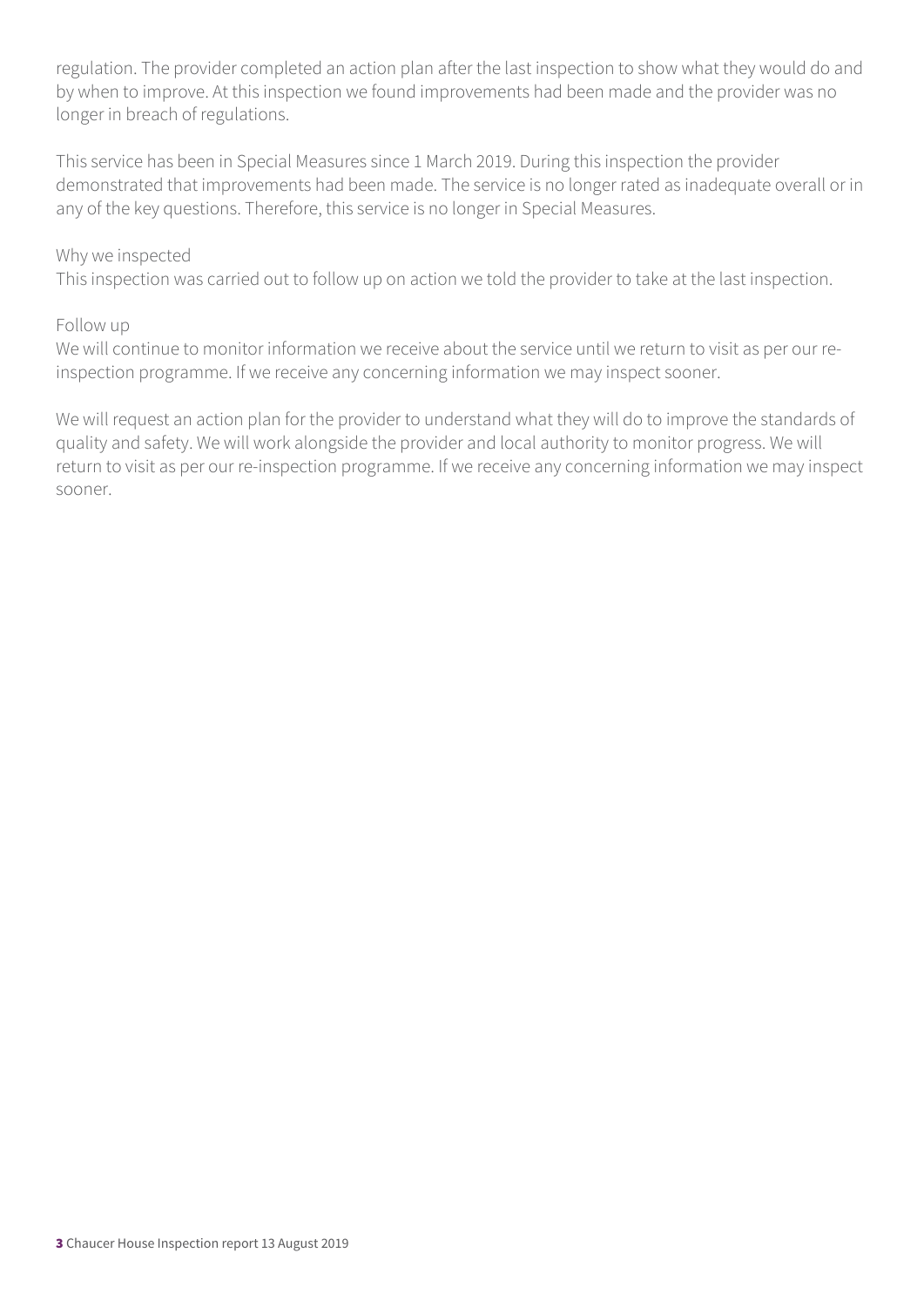regulation. The provider completed an action plan after the last inspection to show what they would do and by when to improve. At this inspection we found improvements had been made and the provider was no longer in breach of regulations.

This service has been in Special Measures since 1 March 2019. During this inspection the provider demonstrated that improvements had been made. The service is no longer rated as inadequate overall or in any of the key questions. Therefore, this service is no longer in Special Measures.

Why we inspected
This inspection was carried out to follow up on action we told the provider to take at the last inspection.

Follow up
We will continue to monitor information we receive about the service until we return to visit as per our re-inspection programme. If we receive any concerning information we may inspect sooner.

We will request an action plan for the provider to understand what they will do to improve the standards of quality and safety. We will work alongside the provider and local authority to monitor progress. We will return to visit as per our re-inspection programme. If we receive any concerning information we may inspect sooner.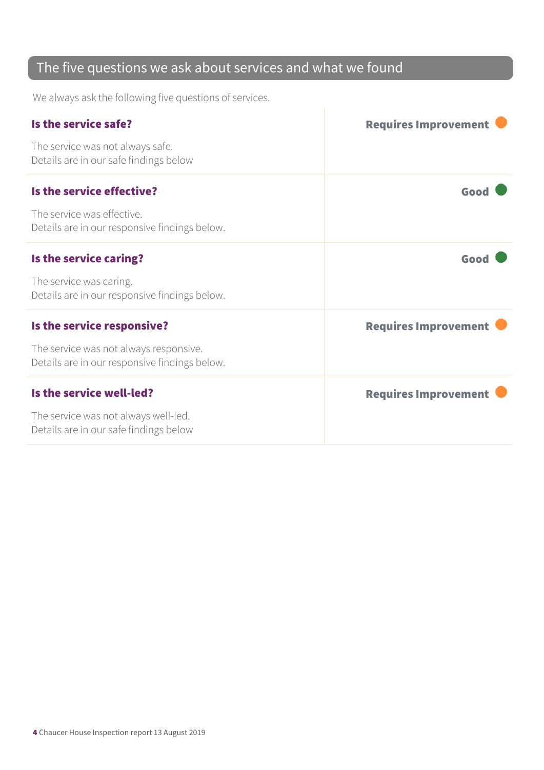## The five questions we ask about services and what we found

We always ask the following five questions of services.

| | |
|---|---|
| **Is the service safe?**<br><br>The service was not always safe.<br>Details are in our safe findings below | **Requires Improvement** |
| **Is the service effective?**<br><br>The service was effective.<br>Details are in our responsive findings below. | **Good** |
| **Is the service caring?**<br><br>The service was caring.<br>Details are in our responsive findings below. | **Good** |
| **Is the service responsive?**<br><br>The service was not always responsive.<br>Details are in our responsive findings below. | **Requires Improvement** |
| **Is the service well-led?**<br><br>The service was not always well-led.<br>Details are in our safe findings below | **Requires Improvement** |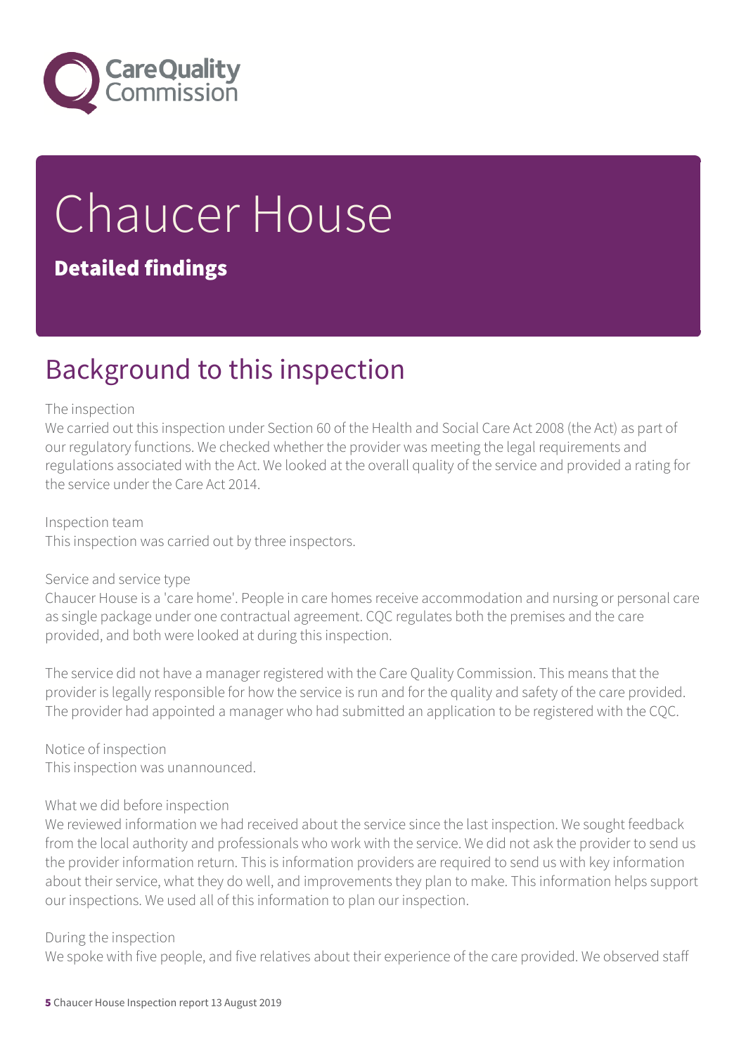# Chaucer House

**Detailed findings**

## Background to this inspection

The inspection
We carried out this inspection under Section 60 of the Health and Social Care Act 2008 (the Act) as part of our regulatory functions. We checked whether the provider was meeting the legal requirements and regulations associated with the Act. We looked at the overall quality of the service and provided a rating for the service under the Care Act 2014.

Inspection team
This inspection was carried out by three inspectors.

Service and service type
Chaucer House is a 'care home'. People in care homes receive accommodation and nursing or personal care as single package under one contractual agreement. CQC regulates both the premises and the care provided, and both were looked at during this inspection.

The service did not have a manager registered with the Care Quality Commission. This means that the provider is legally responsible for how the service is run and for the quality and safety of the care provided. The provider had appointed a manager who had submitted an application to be registered with the CQC.

Notice of inspection
This inspection was unannounced.

What we did before inspection
We reviewed information we had received about the service since the last inspection. We sought feedback from the local authority and professionals who work with the service. We did not ask the provider to send us the provider information return. This is information providers are required to send us with key information about their service, what they do well, and improvements they plan to make. This information helps support our inspections. We used all of this information to plan our inspection.

During the inspection
We spoke with five people, and five relatives about their experience of the care provided. We observed staff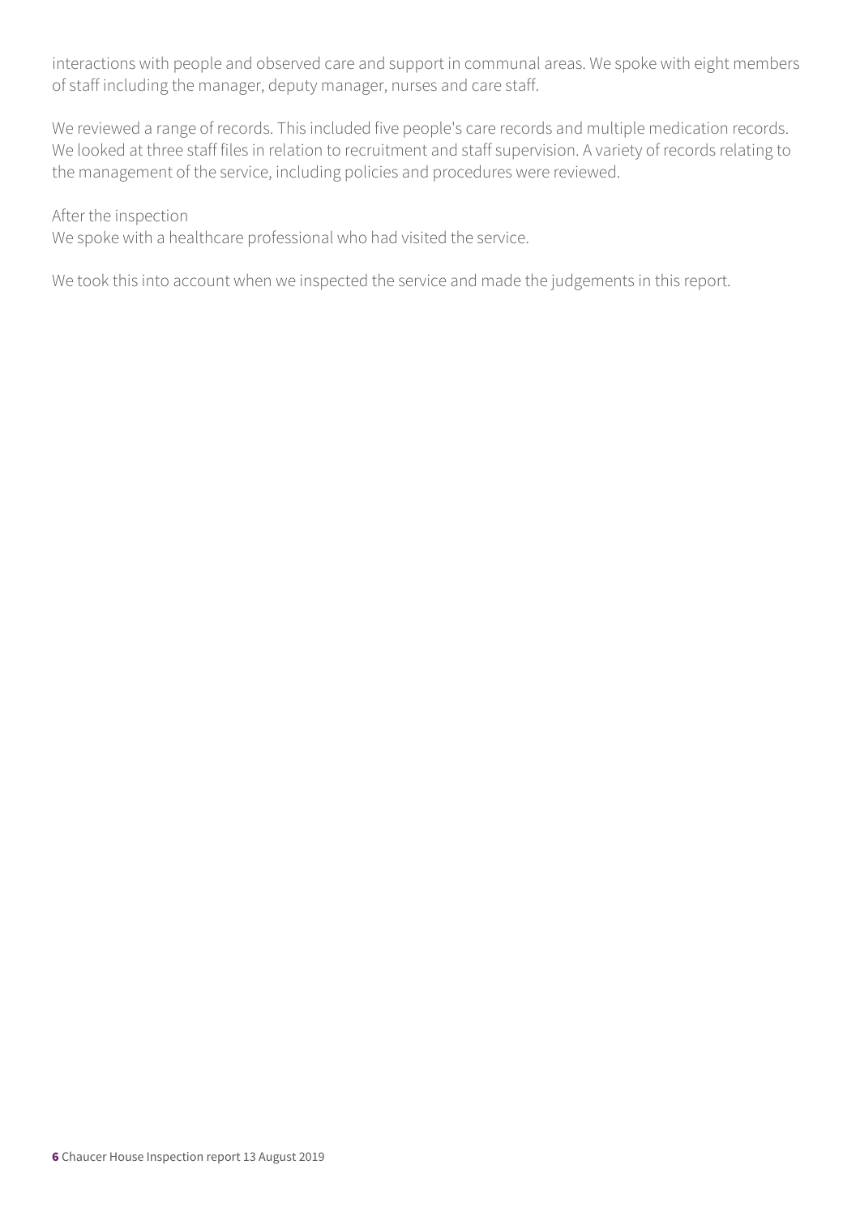interactions with people and observed care and support in communal areas. We spoke with eight members of staff including the manager, deputy manager, nurses and care staff.

We reviewed a range of records. This included five people's care records and multiple medication records. We looked at three staff files in relation to recruitment and staff supervision. A variety of records relating to the management of the service, including policies and procedures were reviewed.

After the inspection
We spoke with a healthcare professional who had visited the service.

We took this into account when we inspected the service and made the judgements in this report.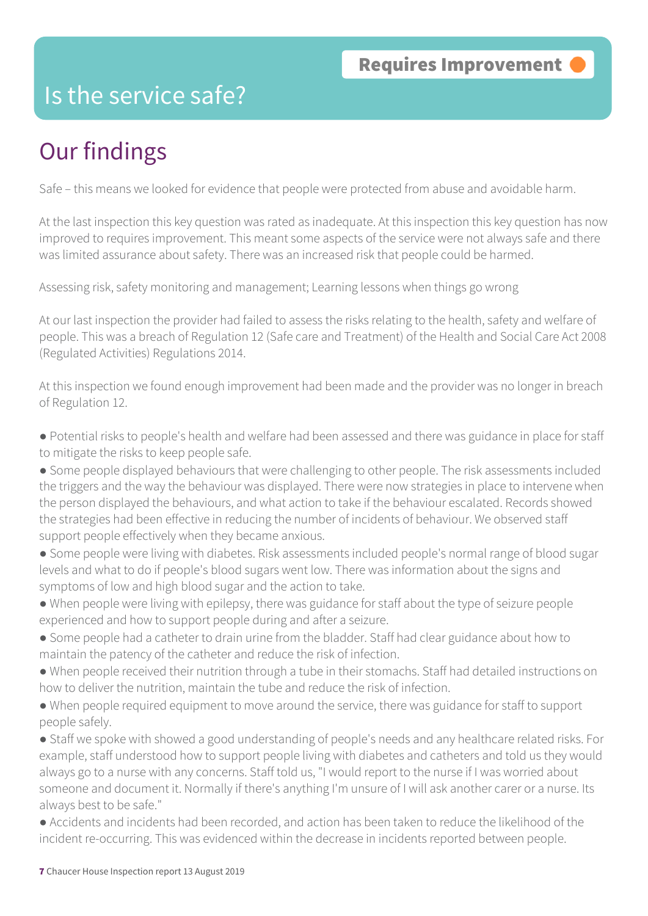**Requires Improvement**

# Is the service safe?

## Our findings

Safe – this means we looked for evidence that people were protected from abuse and avoidable harm.

At the last inspection this key question was rated as inadequate. At this inspection this key question has now improved to requires improvement. This meant some aspects of the service were not always safe and there was limited assurance about safety. There was an increased risk that people could be harmed.

Assessing risk, safety monitoring and management; Learning lessons when things go wrong

At our last inspection the provider had failed to assess the risks relating to the health, safety and welfare of people. This was a breach of Regulation 12 (Safe care and Treatment) of the Health and Social Care Act 2008 (Regulated Activities) Regulations 2014.

At this inspection we found enough improvement had been made and the provider was no longer in breach of Regulation 12.

- Potential risks to people's health and welfare had been assessed and there was guidance in place for staff to mitigate the risks to keep people safe.
- Some people displayed behaviours that were challenging to other people. The risk assessments included the triggers and the way the behaviour was displayed. There were now strategies in place to intervene when the person displayed the behaviours, and what action to take if the behaviour escalated. Records showed the strategies had been effective in reducing the number of incidents of behaviour. We observed staff support people effectively when they became anxious.
- Some people were living with diabetes. Risk assessments included people's normal range of blood sugar levels and what to do if people's blood sugars went low. There was information about the signs and symptoms of low and high blood sugar and the action to take.
- When people were living with epilepsy, there was guidance for staff about the type of seizure people experienced and how to support people during and after a seizure.
- Some people had a catheter to drain urine from the bladder. Staff had clear guidance about how to maintain the patency of the catheter and reduce the risk of infection.
- When people received their nutrition through a tube in their stomachs. Staff had detailed instructions on how to deliver the nutrition, maintain the tube and reduce the risk of infection.
- When people required equipment to move around the service, there was guidance for staff to support people safely.
- Staff we spoke with showed a good understanding of people's needs and any healthcare related risks. For example, staff understood how to support people living with diabetes and catheters and told us they would always go to a nurse with any concerns. Staff told us, "I would report to the nurse if I was worried about someone and document it. Normally if there's anything I'm unsure of I will ask another carer or a nurse. Its always best to be safe."
- Accidents and incidents had been recorded, and action has been taken to reduce the likelihood of the incident re-occurring. This was evidenced within the decrease in incidents reported between people.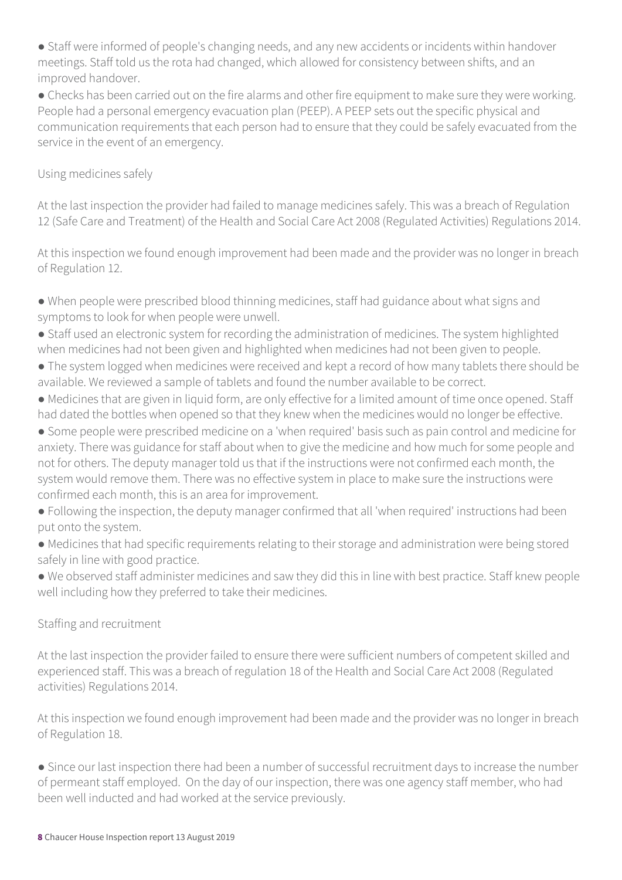- Staff were informed of people's changing needs, and any new accidents or incidents within handover meetings. Staff told us the rota had changed, which allowed for consistency between shifts, and an improved handover.
- Checks has been carried out on the fire alarms and other fire equipment to make sure they were working. People had a personal emergency evacuation plan (PEEP). A PEEP sets out the specific physical and communication requirements that each person had to ensure that they could be safely evacuated from the service in the event of an emergency.

### Using medicines safely

At the last inspection the provider had failed to manage medicines safely. This was a breach of Regulation 12 (Safe Care and Treatment) of the Health and Social Care Act 2008 (Regulated Activities) Regulations 2014.

At this inspection we found enough improvement had been made and the provider was no longer in breach of Regulation 12.

- When people were prescribed blood thinning medicines, staff had guidance about what signs and symptoms to look for when people were unwell.
- Staff used an electronic system for recording the administration of medicines. The system highlighted when medicines had not been given and highlighted when medicines had not been given to people.
- The system logged when medicines were received and kept a record of how many tablets there should be available. We reviewed a sample of tablets and found the number available to be correct.
- Medicines that are given in liquid form, are only effective for a limited amount of time once opened. Staff had dated the bottles when opened so that they knew when the medicines would no longer be effective.
- Some people were prescribed medicine on a 'when required' basis such as pain control and medicine for anxiety. There was guidance for staff about when to give the medicine and how much for some people and not for others. The deputy manager told us that if the instructions were not confirmed each month, the system would remove them. There was no effective system in place to make sure the instructions were confirmed each month, this is an area for improvement.
- Following the inspection, the deputy manager confirmed that all 'when required' instructions had been put onto the system.
- Medicines that had specific requirements relating to their storage and administration were being stored safely in line with good practice.
- We observed staff administer medicines and saw they did this in line with best practice. Staff knew people well including how they preferred to take their medicines.

### Staffing and recruitment

At the last inspection the provider failed to ensure there were sufficient numbers of competent skilled and experienced staff. This was a breach of regulation 18 of the Health and Social Care Act 2008 (Regulated activities) Regulations 2014.

At this inspection we found enough improvement had been made and the provider was no longer in breach of Regulation 18.

- Since our last inspection there had been a number of successful recruitment days to increase the number of permeant staff employed. On the day of our inspection, there was one agency staff member, who had been well inducted and had worked at the service previously.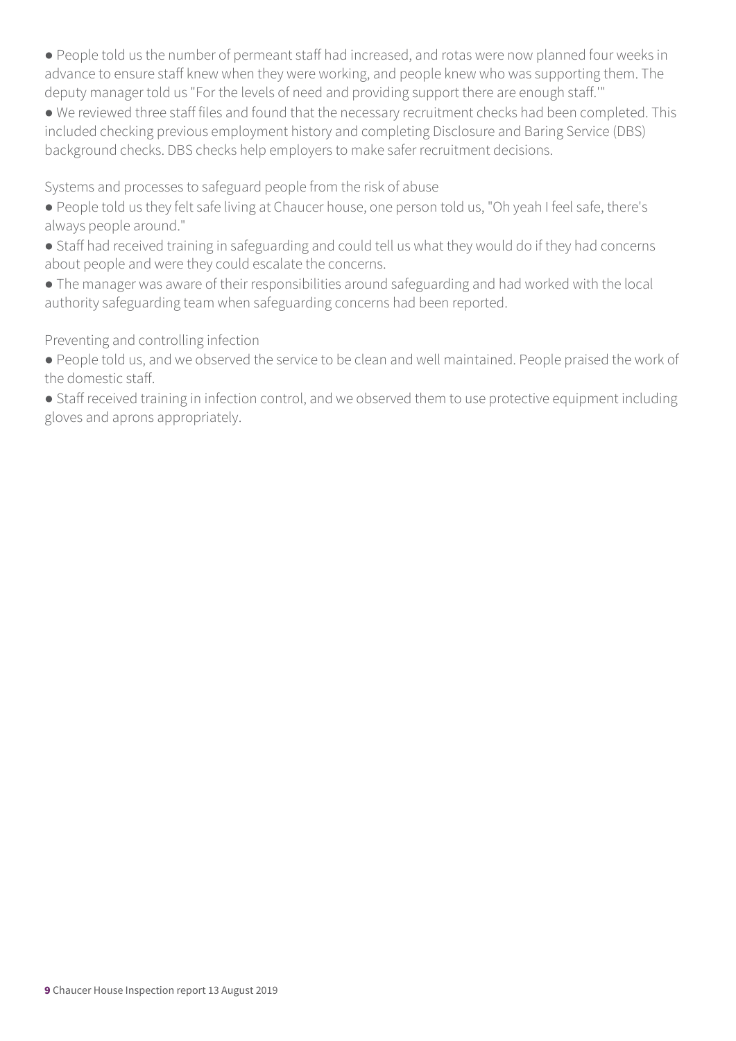- People told us the number of permeant staff had increased, and rotas were now planned four weeks in advance to ensure staff knew when they were working, and people knew who was supporting them. The deputy manager told us "For the levels of need and providing support there are enough staff.'"
- We reviewed three staff files and found that the necessary recruitment checks had been completed. This included checking previous employment history and completing Disclosure and Baring Service (DBS) background checks. DBS checks help employers to make safer recruitment decisions.

Systems and processes to safeguard people from the risk of abuse

- People told us they felt safe living at Chaucer house, one person told us, "Oh yeah I feel safe, there's always people around."
- Staff had received training in safeguarding and could tell us what they would do if they had concerns about people and were they could escalate the concerns.
- The manager was aware of their responsibilities around safeguarding and had worked with the local authority safeguarding team when safeguarding concerns had been reported.

Preventing and controlling infection

- People told us, and we observed the service to be clean and well maintained. People praised the work of the domestic staff.
- Staff received training in infection control, and we observed them to use protective equipment including gloves and aprons appropriately.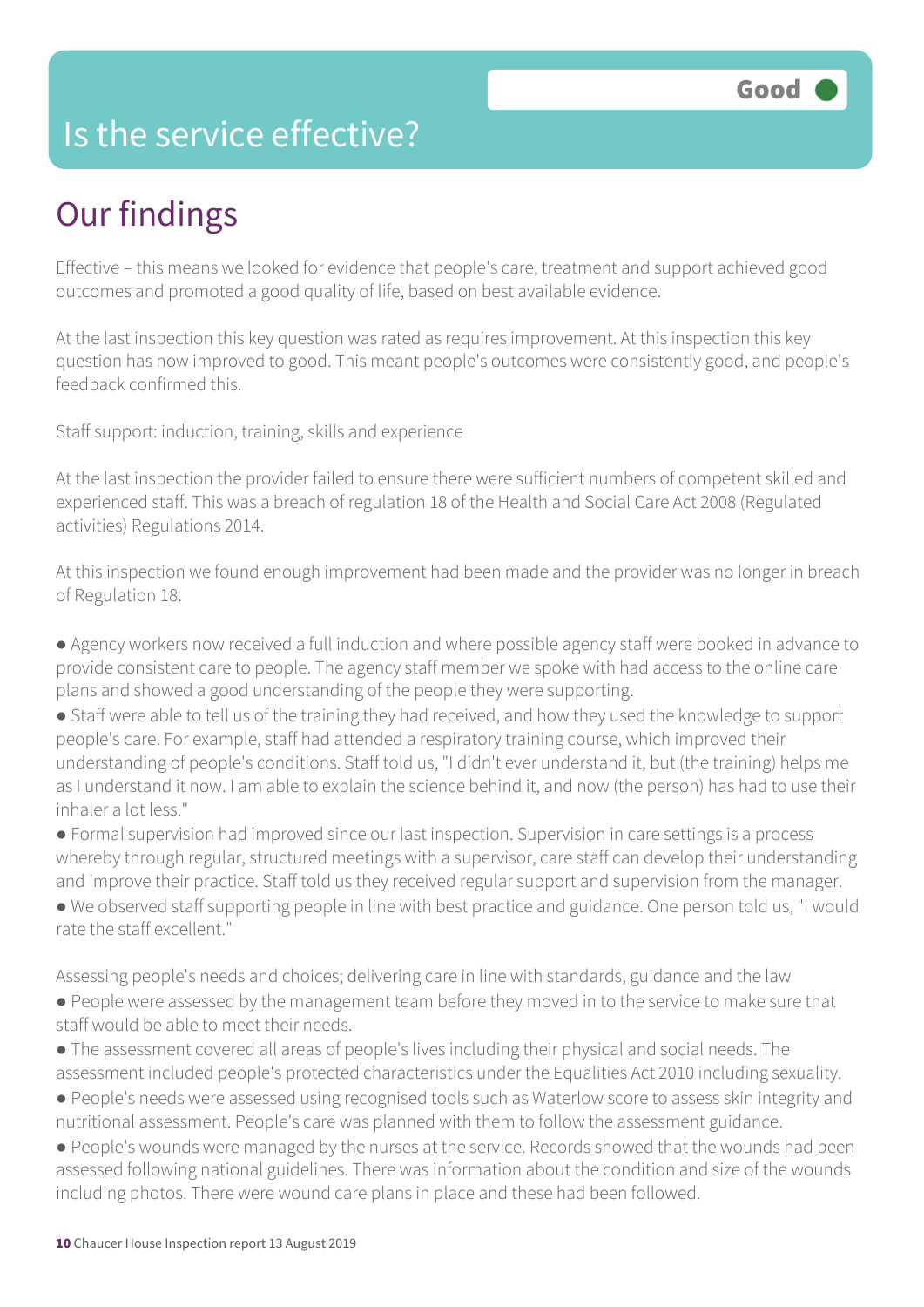# Is the service effective?

**Good**

## Our findings

Effective – this means we looked for evidence that people's care, treatment and support achieved good outcomes and promoted a good quality of life, based on best available evidence.

At the last inspection this key question was rated as requires improvement. At this inspection this key question has now improved to good. This meant people's outcomes were consistently good, and people's feedback confirmed this.

Staff support: induction, training, skills and experience

At the last inspection the provider failed to ensure there were sufficient numbers of competent skilled and experienced staff. This was a breach of regulation 18 of the Health and Social Care Act 2008 (Regulated activities) Regulations 2014.

At this inspection we found enough improvement had been made and the provider was no longer in breach of Regulation 18.

- Agency workers now received a full induction and where possible agency staff were booked in advance to provide consistent care to people. The agency staff member we spoke with had access to the online care plans and showed a good understanding of the people they were supporting.
- Staff were able to tell us of the training they had received, and how they used the knowledge to support people's care. For example, staff had attended a respiratory training course, which improved their understanding of people's conditions. Staff told us, "I didn't ever understand it, but (the training) helps me as I understand it now. I am able to explain the science behind it, and now (the person) has had to use their inhaler a lot less."
- Formal supervision had improved since our last inspection. Supervision in care settings is a process whereby through regular, structured meetings with a supervisor, care staff can develop their understanding and improve their practice. Staff told us they received regular support and supervision from the manager.
- We observed staff supporting people in line with best practice and guidance. One person told us, "I would rate the staff excellent."

Assessing people's needs and choices; delivering care in line with standards, guidance and the law

- People were assessed by the management team before they moved in to the service to make sure that staff would be able to meet their needs.
- The assessment covered all areas of people's lives including their physical and social needs. The assessment included people's protected characteristics under the Equalities Act 2010 including sexuality.
- People's needs were assessed using recognised tools such as Waterlow score to assess skin integrity and nutritional assessment. People's care was planned with them to follow the assessment guidance.
- People's wounds were managed by the nurses at the service. Records showed that the wounds had been assessed following national guidelines. There was information about the condition and size of the wounds including photos. There were wound care plans in place and these had been followed.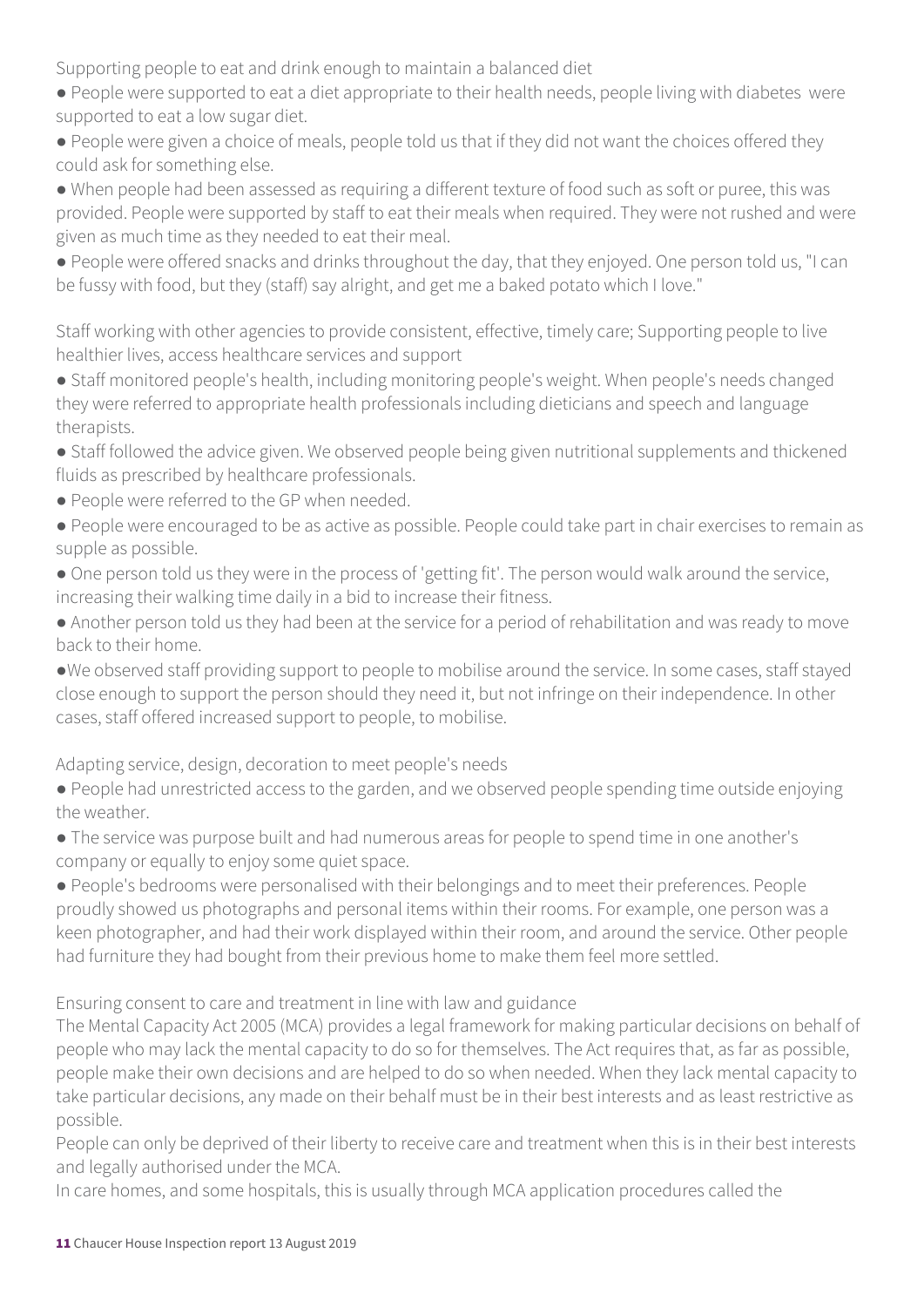Supporting people to eat and drink enough to maintain a balanced diet

- People were supported to eat a diet appropriate to their health needs, people living with diabetes were supported to eat a low sugar diet.
- People were given a choice of meals, people told us that if they did not want the choices offered they could ask for something else.
- When people had been assessed as requiring a different texture of food such as soft or puree, this was provided. People were supported by staff to eat their meals when required. They were not rushed and were given as much time as they needed to eat their meal.
- People were offered snacks and drinks throughout the day, that they enjoyed. One person told us, "I can be fussy with food, but they (staff) say alright, and get me a baked potato which I love."

Staff working with other agencies to provide consistent, effective, timely care; Supporting people to live healthier lives, access healthcare services and support

- Staff monitored people's health, including monitoring people's weight. When people's needs changed they were referred to appropriate health professionals including dieticians and speech and language therapists.
- Staff followed the advice given. We observed people being given nutritional supplements and thickened fluids as prescribed by healthcare professionals.
- People were referred to the GP when needed.
- People were encouraged to be as active as possible. People could take part in chair exercises to remain as supple as possible.
- One person told us they were in the process of 'getting fit'. The person would walk around the service, increasing their walking time daily in a bid to increase their fitness.
- Another person told us they had been at the service for a period of rehabilitation and was ready to move back to their home.
- We observed staff providing support to people to mobilise around the service. In some cases, staff stayed close enough to support the person should they need it, but not infringe on their independence. In other cases, staff offered increased support to people, to mobilise.

Adapting service, design, decoration to meet people's needs

- People had unrestricted access to the garden, and we observed people spending time outside enjoying the weather.
- The service was purpose built and had numerous areas for people to spend time in one another's company or equally to enjoy some quiet space.
- People's bedrooms were personalised with their belongings and to meet their preferences. People proudly showed us photographs and personal items within their rooms. For example, one person was a keen photographer, and had their work displayed within their room, and around the service. Other people had furniture they had bought from their previous home to make them feel more settled.

Ensuring consent to care and treatment in line with law and guidance

The Mental Capacity Act 2005 (MCA) provides a legal framework for making particular decisions on behalf of people who may lack the mental capacity to do so for themselves. The Act requires that, as far as possible, people make their own decisions and are helped to do so when needed. When they lack mental capacity to take particular decisions, any made on their behalf must be in their best interests and as least restrictive as possible.

People can only be deprived of their liberty to receive care and treatment when this is in their best interests and legally authorised under the MCA.

In care homes, and some hospitals, this is usually through MCA application procedures called the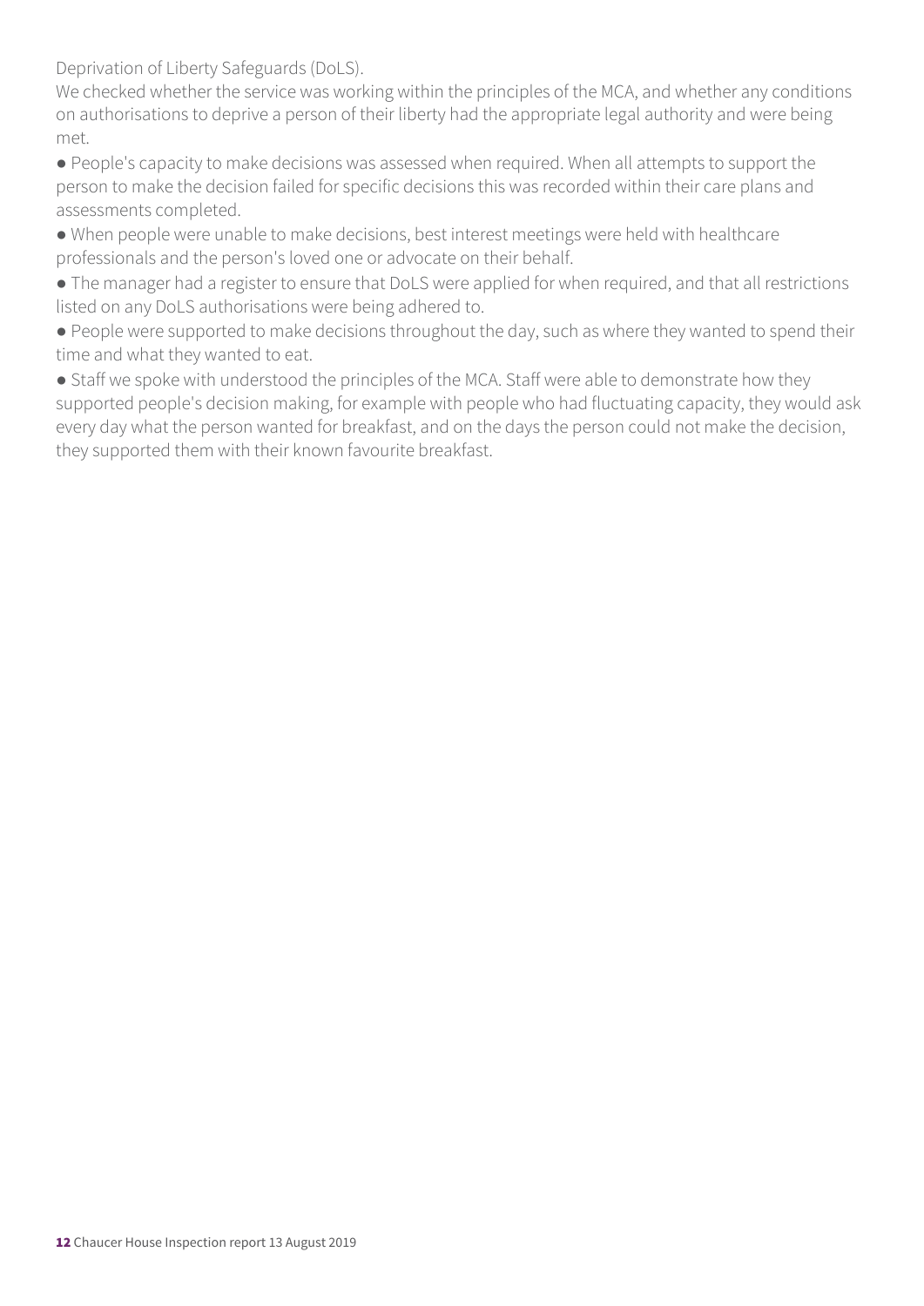Deprivation of Liberty Safeguards (DoLS).

We checked whether the service was working within the principles of the MCA, and whether any conditions on authorisations to deprive a person of their liberty had the appropriate legal authority and were being met.

- People's capacity to make decisions was assessed when required. When all attempts to support the person to make the decision failed for specific decisions this was recorded within their care plans and assessments completed.
- When people were unable to make decisions, best interest meetings were held with healthcare professionals and the person's loved one or advocate on their behalf.
- The manager had a register to ensure that DoLS were applied for when required, and that all restrictions listed on any DoLS authorisations were being adhered to.
- People were supported to make decisions throughout the day, such as where they wanted to spend their time and what they wanted to eat.
- Staff we spoke with understood the principles of the MCA. Staff were able to demonstrate how they supported people's decision making, for example with people who had fluctuating capacity, they would ask every day what the person wanted for breakfast, and on the days the person could not make the decision, they supported them with their known favourite breakfast.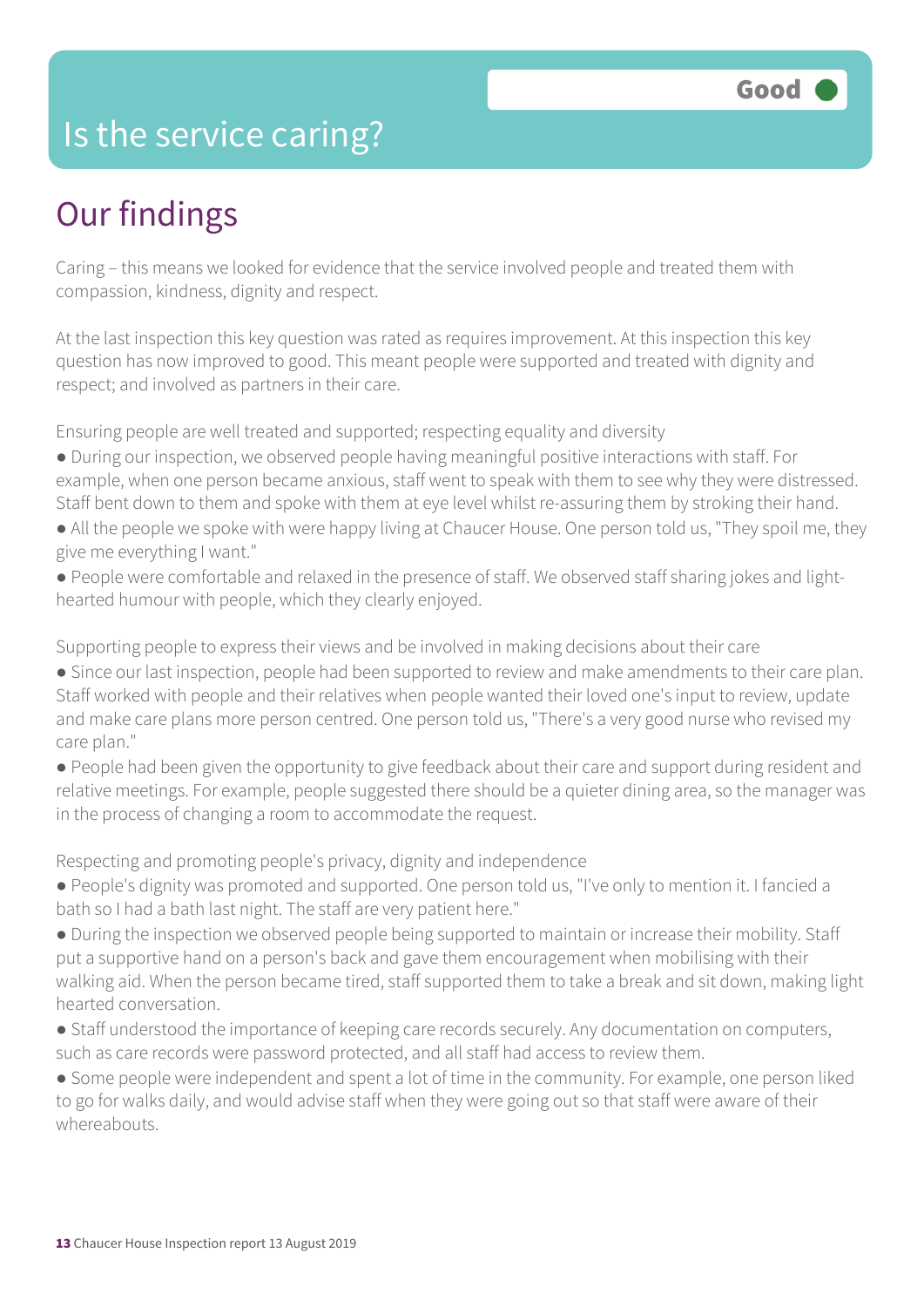# Is the service caring?

**Good**

## Our findings

Caring – this means we looked for evidence that the service involved people and treated them with compassion, kindness, dignity and respect.

At the last inspection this key question was rated as requires improvement. At this inspection this key question has now improved to good. This meant people were supported and treated with dignity and respect; and involved as partners in their care.

Ensuring people are well treated and supported; respecting equality and diversity

- During our inspection, we observed people having meaningful positive interactions with staff. For example, when one person became anxious, staff went to speak with them to see why they were distressed. Staff bent down to them and spoke with them at eye level whilst re-assuring them by stroking their hand.
- All the people we spoke with were happy living at Chaucer House. One person told us, "They spoil me, they give me everything I want."
- People were comfortable and relaxed in the presence of staff. We observed staff sharing jokes and light-hearted humour with people, which they clearly enjoyed.

Supporting people to express their views and be involved in making decisions about their care

- Since our last inspection, people had been supported to review and make amendments to their care plan. Staff worked with people and their relatives when people wanted their loved one's input to review, update and make care plans more person centred. One person told us, "There's a very good nurse who revised my care plan."
- People had been given the opportunity to give feedback about their care and support during resident and relative meetings. For example, people suggested there should be a quieter dining area, so the manager was in the process of changing a room to accommodate the request.

Respecting and promoting people's privacy, dignity and independence

- People's dignity was promoted and supported. One person told us, "I've only to mention it. I fancied a bath so I had a bath last night. The staff are very patient here."
- During the inspection we observed people being supported to maintain or increase their mobility. Staff put a supportive hand on a person's back and gave them encouragement when mobilising with their walking aid. When the person became tired, staff supported them to take a break and sit down, making light hearted conversation.
- Staff understood the importance of keeping care records securely. Any documentation on computers, such as care records were password protected, and all staff had access to review them.
- Some people were independent and spent a lot of time in the community. For example, one person liked to go for walks daily, and would advise staff when they were going out so that staff were aware of their whereabouts.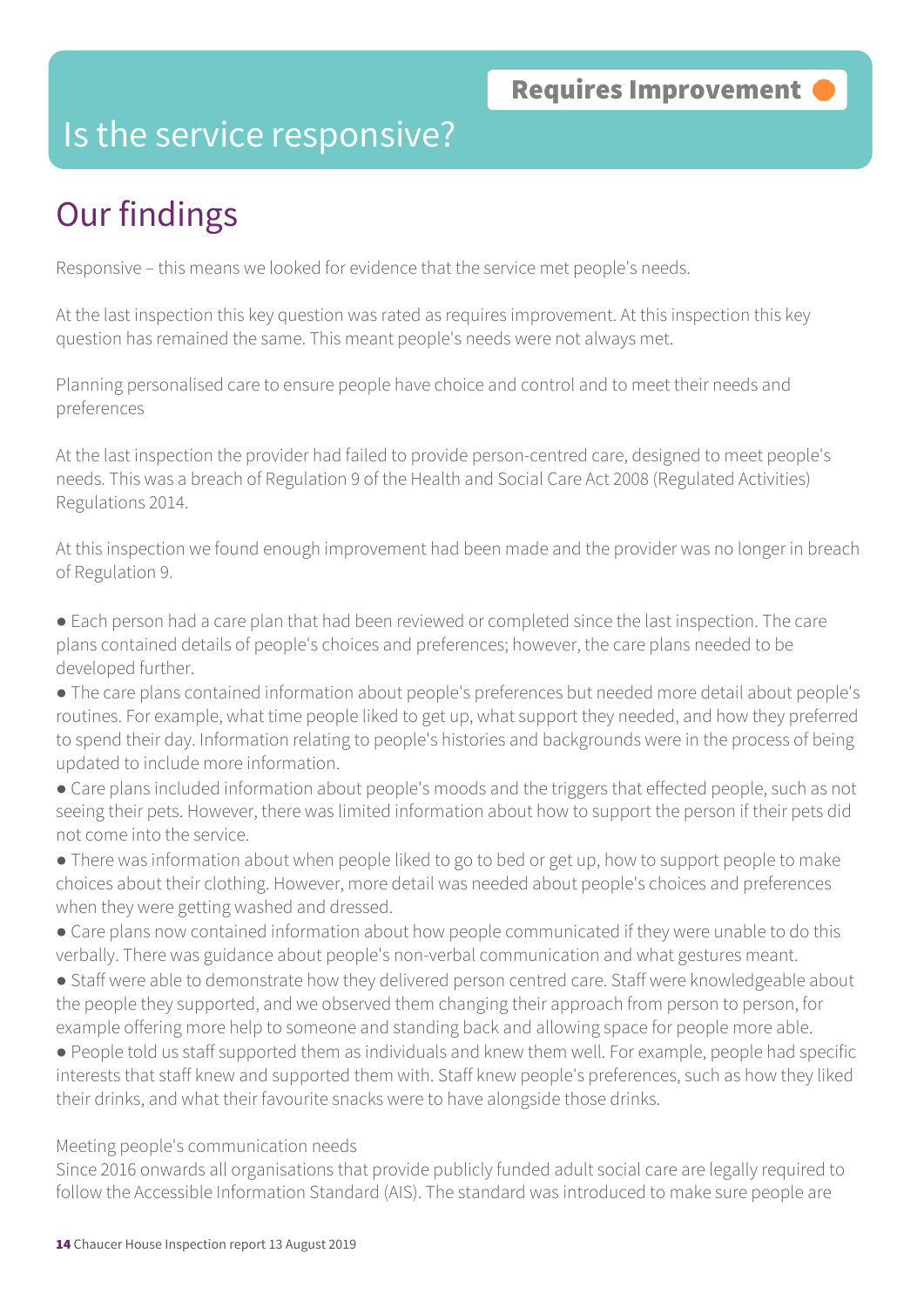Requires Improvement

# Is the service responsive?

## Our findings

Responsive – this means we looked for evidence that the service met people's needs.

At the last inspection this key question was rated as requires improvement. At this inspection this key question has remained the same. This meant people's needs were not always met.

Planning personalised care to ensure people have choice and control and to meet their needs and preferences

At the last inspection the provider had failed to provide person-centred care, designed to meet people's needs. This was a breach of Regulation 9 of the Health and Social Care Act 2008 (Regulated Activities) Regulations 2014.

At this inspection we found enough improvement had been made and the provider was no longer in breach of Regulation 9.

- Each person had a care plan that had been reviewed or completed since the last inspection. The care plans contained details of people's choices and preferences; however, the care plans needed to be developed further.
- The care plans contained information about people's preferences but needed more detail about people's routines. For example, what time people liked to get up, what support they needed, and how they preferred to spend their day. Information relating to people's histories and backgrounds were in the process of being updated to include more information.
- Care plans included information about people's moods and the triggers that effected people, such as not seeing their pets. However, there was limited information about how to support the person if their pets did not come into the service.
- There was information about when people liked to go to bed or get up, how to support people to make choices about their clothing. However, more detail was needed about people's choices and preferences when they were getting washed and dressed.
- Care plans now contained information about how people communicated if they were unable to do this verbally. There was guidance about people's non-verbal communication and what gestures meant.
- Staff were able to demonstrate how they delivered person centred care. Staff were knowledgeable about the people they supported, and we observed them changing their approach from person to person, for example offering more help to someone and standing back and allowing space for people more able.
- People told us staff supported them as individuals and knew them well. For example, people had specific interests that staff knew and supported them with. Staff knew people's preferences, such as how they liked their drinks, and what their favourite snacks were to have alongside those drinks.

Meeting people's communication needs

Since 2016 onwards all organisations that provide publicly funded adult social care are legally required to follow the Accessible Information Standard (AIS). The standard was introduced to make sure people are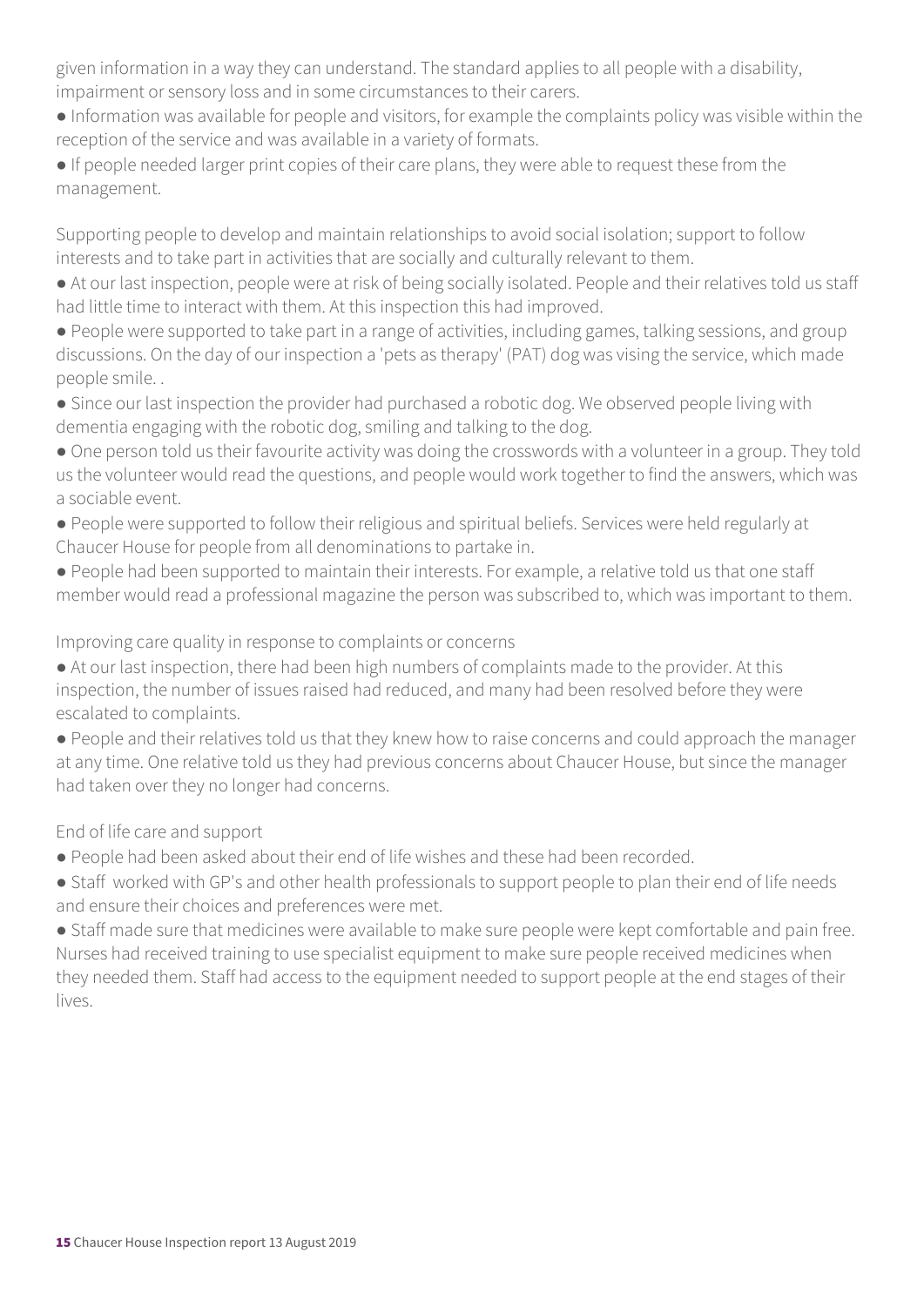given information in a way they can understand. The standard applies to all people with a disability, impairment or sensory loss and in some circumstances to their carers.

- Information was available for people and visitors, for example the complaints policy was visible within the reception of the service and was available in a variety of formats.
- If people needed larger print copies of their care plans, they were able to request these from the management.

Supporting people to develop and maintain relationships to avoid social isolation; support to follow interests and to take part in activities that are socially and culturally relevant to them.

- At our last inspection, people were at risk of being socially isolated. People and their relatives told us staff had little time to interact with them. At this inspection this had improved.
- People were supported to take part in a range of activities, including games, talking sessions, and group discussions. On the day of our inspection a 'pets as therapy' (PAT) dog was vising the service, which made people smile. .
- Since our last inspection the provider had purchased a robotic dog. We observed people living with dementia engaging with the robotic dog, smiling and talking to the dog.
- One person told us their favourite activity was doing the crosswords with a volunteer in a group. They told us the volunteer would read the questions, and people would work together to find the answers, which was a sociable event.
- People were supported to follow their religious and spiritual beliefs. Services were held regularly at Chaucer House for people from all denominations to partake in.
- People had been supported to maintain their interests. For example, a relative told us that one staff member would read a professional magazine the person was subscribed to, which was important to them.

Improving care quality in response to complaints or concerns

- At our last inspection, there had been high numbers of complaints made to the provider. At this inspection, the number of issues raised had reduced, and many had been resolved before they were escalated to complaints.
- People and their relatives told us that they knew how to raise concerns and could approach the manager at any time. One relative told us they had previous concerns about Chaucer House, but since the manager had taken over they no longer had concerns.

End of life care and support

- People had been asked about their end of life wishes and these had been recorded.
- Staff worked with GP's and other health professionals to support people to plan their end of life needs and ensure their choices and preferences were met.
- Staff made sure that medicines were available to make sure people were kept comfortable and pain free. Nurses had received training to use specialist equipment to make sure people received medicines when they needed them. Staff had access to the equipment needed to support people at the end stages of their lives.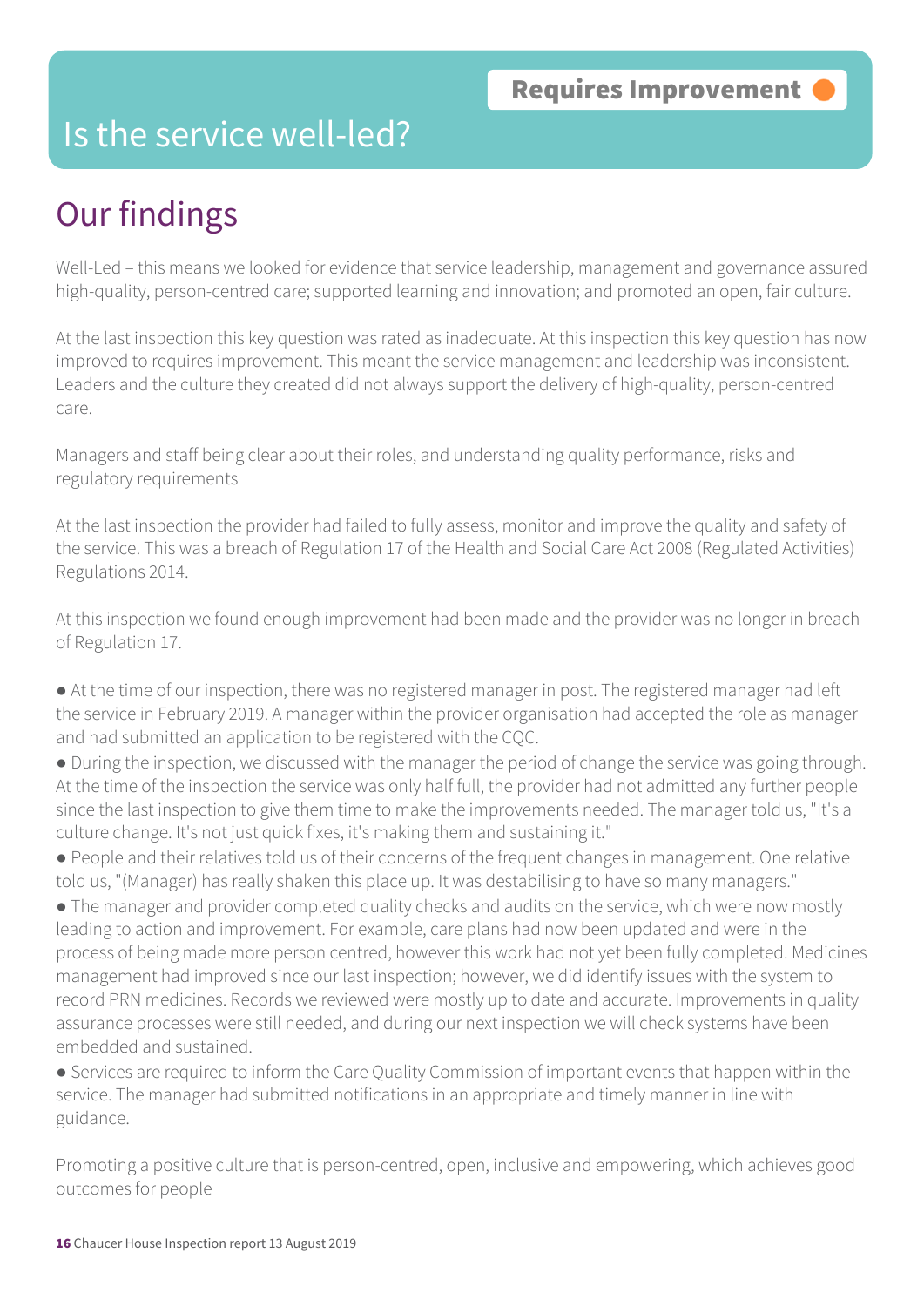**Requires Improvement**

# Is the service well-led?

## Our findings

Well-Led – this means we looked for evidence that service leadership, management and governance assured high-quality, person-centred care; supported learning and innovation; and promoted an open, fair culture.

At the last inspection this key question was rated as inadequate. At this inspection this key question has now improved to requires improvement. This meant the service management and leadership was inconsistent. Leaders and the culture they created did not always support the delivery of high-quality, person-centred care.

Managers and staff being clear about their roles, and understanding quality performance, risks and regulatory requirements

At the last inspection the provider had failed to fully assess, monitor and improve the quality and safety of the service. This was a breach of Regulation 17 of the Health and Social Care Act 2008 (Regulated Activities) Regulations 2014.

At this inspection we found enough improvement had been made and the provider was no longer in breach of Regulation 17.

- At the time of our inspection, there was no registered manager in post. The registered manager had left the service in February 2019. A manager within the provider organisation had accepted the role as manager and had submitted an application to be registered with the CQC.
- During the inspection, we discussed with the manager the period of change the service was going through. At the time of the inspection the service was only half full, the provider had not admitted any further people since the last inspection to give them time to make the improvements needed. The manager told us, "It's a culture change. It's not just quick fixes, it's making them and sustaining it."
- People and their relatives told us of their concerns of the frequent changes in management. One relative told us, "(Manager) has really shaken this place up. It was destabilising to have so many managers."
- The manager and provider completed quality checks and audits on the service, which were now mostly leading to action and improvement. For example, care plans had now been updated and were in the process of being made more person centred, however this work had not yet been fully completed. Medicines management had improved since our last inspection; however, we did identify issues with the system to record PRN medicines. Records we reviewed were mostly up to date and accurate. Improvements in quality assurance processes were still needed, and during our next inspection we will check systems have been embedded and sustained.
- Services are required to inform the Care Quality Commission of important events that happen within the service. The manager had submitted notifications in an appropriate and timely manner in line with guidance.

Promoting a positive culture that is person-centred, open, inclusive and empowering, which achieves good outcomes for people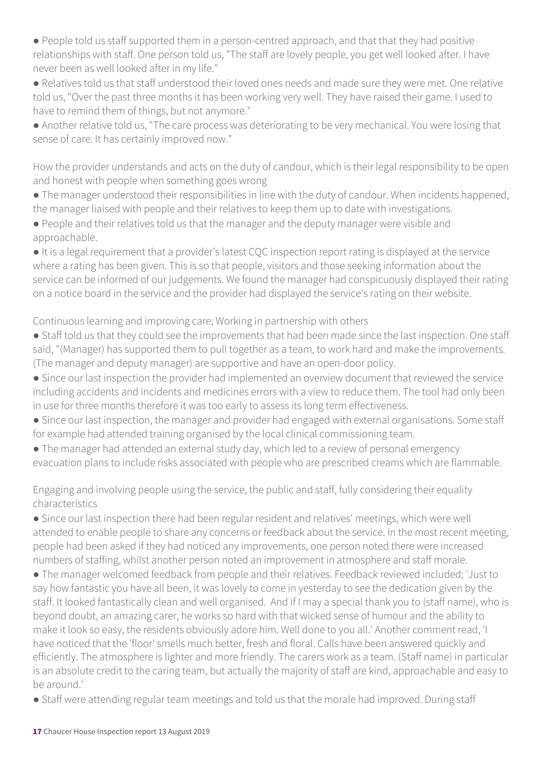● People told us staff supported them in a person-centred approach, and that that they had positive relationships with staff. One person told us, "The staff are lovely people, you get well looked after. I have never been as well looked after in my life."

● Relatives told us that staff understood their loved ones needs and made sure they were met. One relative told us, "Over the past three months it has been working very well. They have raised their game. I used to have to remind them of things, but not anymore."

● Another relative told us, "The care process was deteriorating to be very mechanical. You were losing that sense of care. It has certainly improved now."

How the provider understands and acts on the duty of candour, which is their legal responsibility to be open and honest with people when something goes wrong

● The manager understood their responsibilities in line with the duty of candour. When incidents happened, the manager liaised with people and their relatives to keep them up to date with investigations.

● People and their relatives told us that the manager and the deputy manager were visible and approachable.

● It is a legal requirement that a provider's latest CQC inspection report rating is displayed at the service where a rating has been given. This is so that people, visitors and those seeking information about the service can be informed of our judgements. We found the manager had conspicuously displayed their rating on a notice board in the service and the provider had displayed the service's rating on their website.

Continuous learning and improving care; Working in partnership with others

● Staff told us that they could see the improvements that had been made since the last inspection. One staff said, "(Manager) has supported them to pull together as a team, to work hard and make the improvements. (The manager and deputy manager) are supportive and have an open-door policy.

● Since our last inspection the provider had implemented an overview document that reviewed the service including accidents and incidents and medicines errors with a view to reduce them. The tool had only been in use for three months therefore it was too early to assess its long term effectiveness.

● Since our last inspection, the manager and provider had engaged with external organisations. Some staff for example had attended training organised by the local clinical commissioning team.

● The manager had attended an external study day, which led to a review of personal emergency evacuation plans to include risks associated with people who are prescribed creams which are flammable.

Engaging and involving people using the service, the public and staff, fully considering their equality characteristics

● Since our last inspection there had been regular resident and relatives' meetings, which were well attended to enable people to share any concerns or feedback about the service. In the most recent meeting, people had been asked if they had noticed any improvements, one person noted there were increased numbers of staffing, whilst another person noted an improvement in atmosphere and staff morale.

● The manager welcomed feedback from people and their relatives. Feedback reviewed included; 'Just to say how fantastic you have all been, it was lovely to come in yesterday to see the dedication given by the staff. It looked fantastically clean and well organised. And if I may a special thank you to (staff name), who is beyond doubt, an amazing carer, he works so hard with that wicked sense of humour and the ability to make it look so easy, the residents obviously adore him. Well done to you all.' Another comment read, 'I have noticed that the 'floor' smells much better, fresh and floral. Calls have been answered quickly and efficiently. The atmosphere is lighter and more friendly. The carers work as a team. (Staff name) in particular is an absolute credit to the caring team, but actually the majority of staff are kind, approachable and easy to be around.'

● Staff were attending regular team meetings and told us that the morale had improved. During staff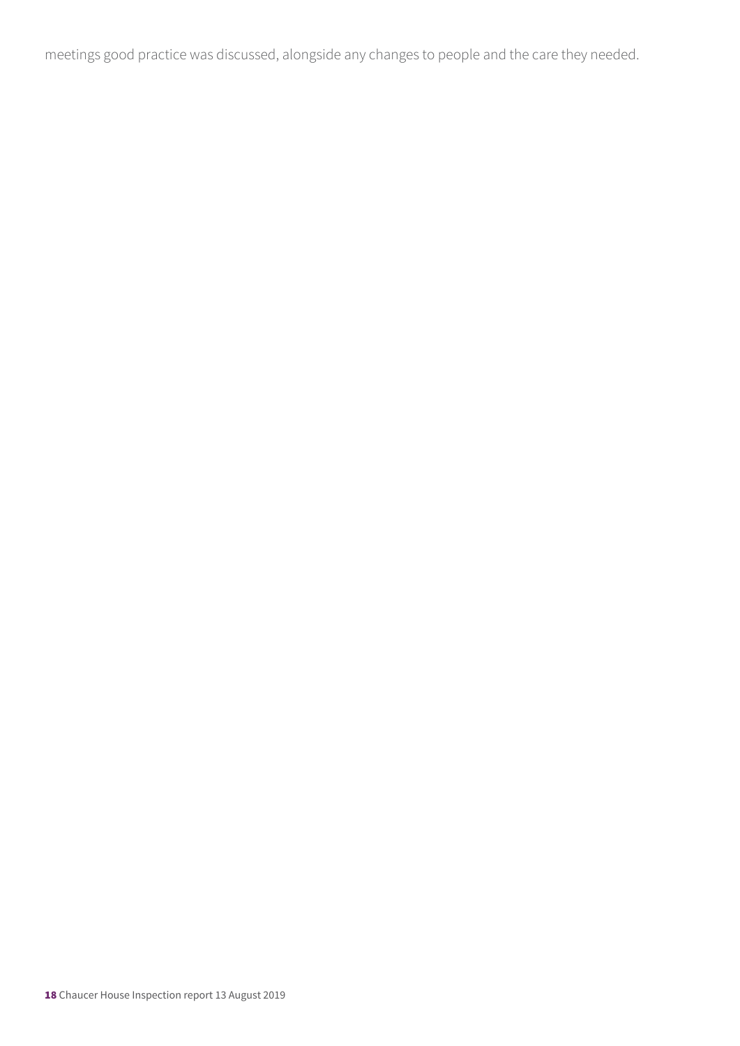meetings good practice was discussed, alongside any changes to people and the care they needed.